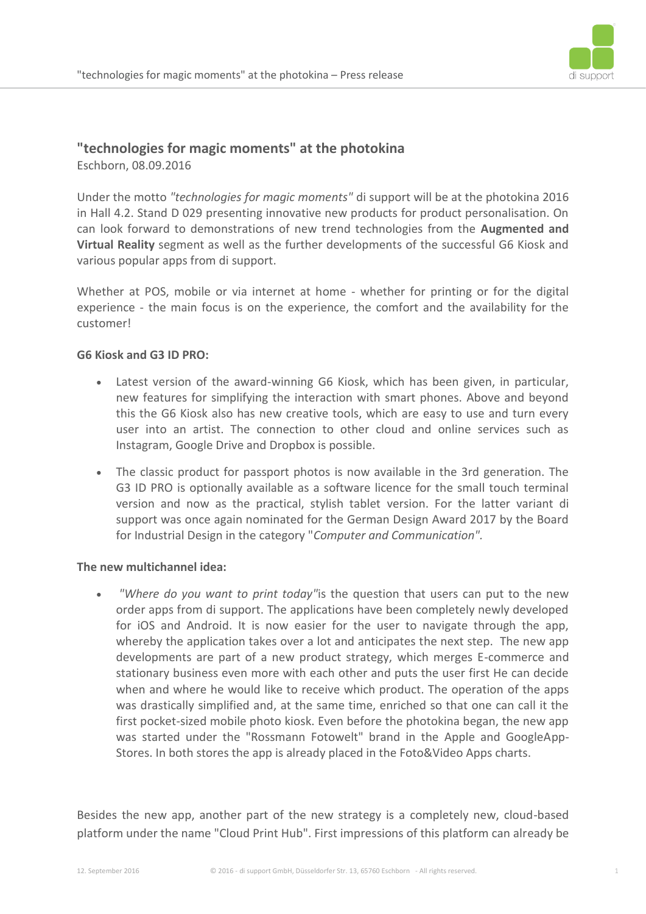## "technologies for magic moments" at the photokina

Eschborn, 08.09.2016

Under the motto *"technologies for magic moments"* di support will be at the photokina 2016 in Hall 4.2. Stand D 029 presenting innovative new products for product personalisation. On can look forward to demonstrations of new trend technologies from the **Augmented and Virtual Reality** segment as well as the further developments of the successful G6 Kiosk and various popular apps from di support.

Whether at POS, mobile or via internet at home - whether for printing or for the digital experience - the main focus is on the experience, the comfort and the availability for the customer!

**G6 Kiosk and G3 ID PRO:**

- Latest version of the award-winning G6 Kiosk, which has been given, in particular, new features for simplifying the interaction with smart phones. Above and beyond this the G6 Kiosk also has new creative tools, which are easy to use and turn every user into an artist. The connection to other cloud and online services such as Instagram, Google Drive and Dropbox is possible.
- The classic product for passport photos is now available in the 3rd generation. The G3 ID PRO is optionally available as a software licence for the small touch terminal version and now as the practical, stylish tablet version. For the latter variant di support was once again nominated for the German Design Award 2017 by the Board for Industrial Design in the category "*Computer and Communication"*.

**The new multichannel idea:**

- *"Where do you want to print today"*is the question that users can put to the new order apps from di support. The applications have been completely newly developed for iOS and Android. It is now easier for the user to navigate through the app, whereby the application takes over a lot and anticipates the next step. The new app developments are part of a new product strategy, which merges E-commerce and stationary business even more with each other and puts the user first He can decide when and where he would like to receive which product. The operation of the apps was drastically simplified and, at the same time, enriched so that one can call it the first pocket-sized mobile photo kiosk. Even before the photokina began, the new app was started under the "Rossmann Fotowelt" brand in the Apple and GoogleApp-Stores. In both stores the app is already placed in the Foto&Video Apps charts.

Besides the new app, another part of the new strategy is a completely new, cloud-based platform under the name "Cloud Print Hub". First impressions of this platform can already be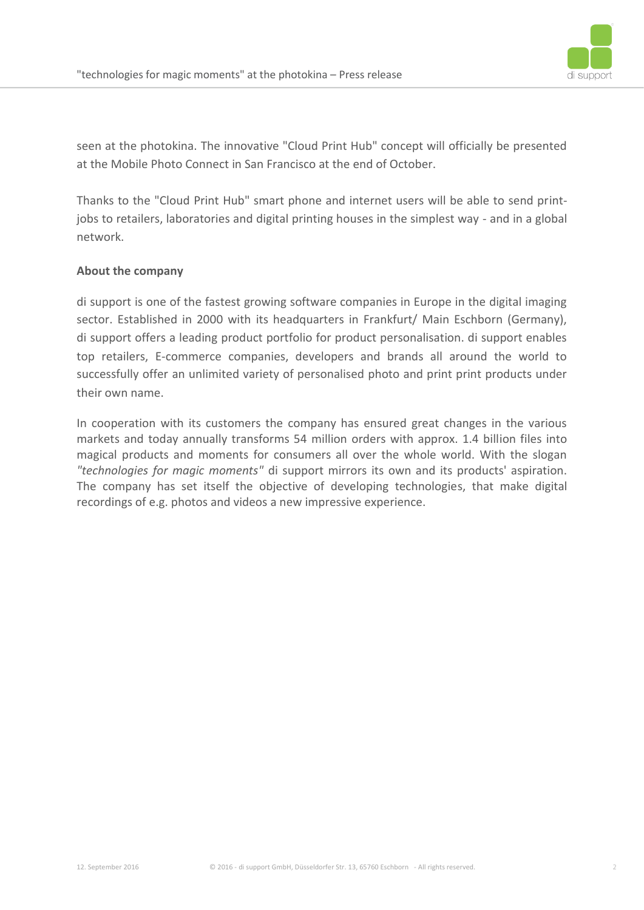seen at the photokina. The innovative "Cloud Print Hub" concept will officially be presented at the Mobile Photo Connect in San Francisco at the end of October.

Thanks to the "Cloud Print Hub" smart phone and internet users will be able to send print-jobs to retailers, laboratories and digital printing houses in the simplest way - and in a global network.

**About the company**

di support is one of the fastest growing software companies in Europe in the digital imaging sector. Established in 2000 with its headquarters in Frankfurt/ Main Eschborn (Germany), di support offers a leading product portfolio for product personalisation. di support enables top retailers, E-commerce companies, developers and brands all around the world to successfully offer an unlimited variety of personalised photo and print print products under their own name.

In cooperation with its customers the company has ensured great changes in the various markets and today annually transforms 54 million orders with approx. 1.4 billion files into magical products and moments for consumers all over the whole world. With the slogan *"technologies for magic moments"* di support mirrors its own and its products' aspiration. The company has set itself the objective of developing technologies, that make digital recordings of e.g. photos and videos a new impressive experience.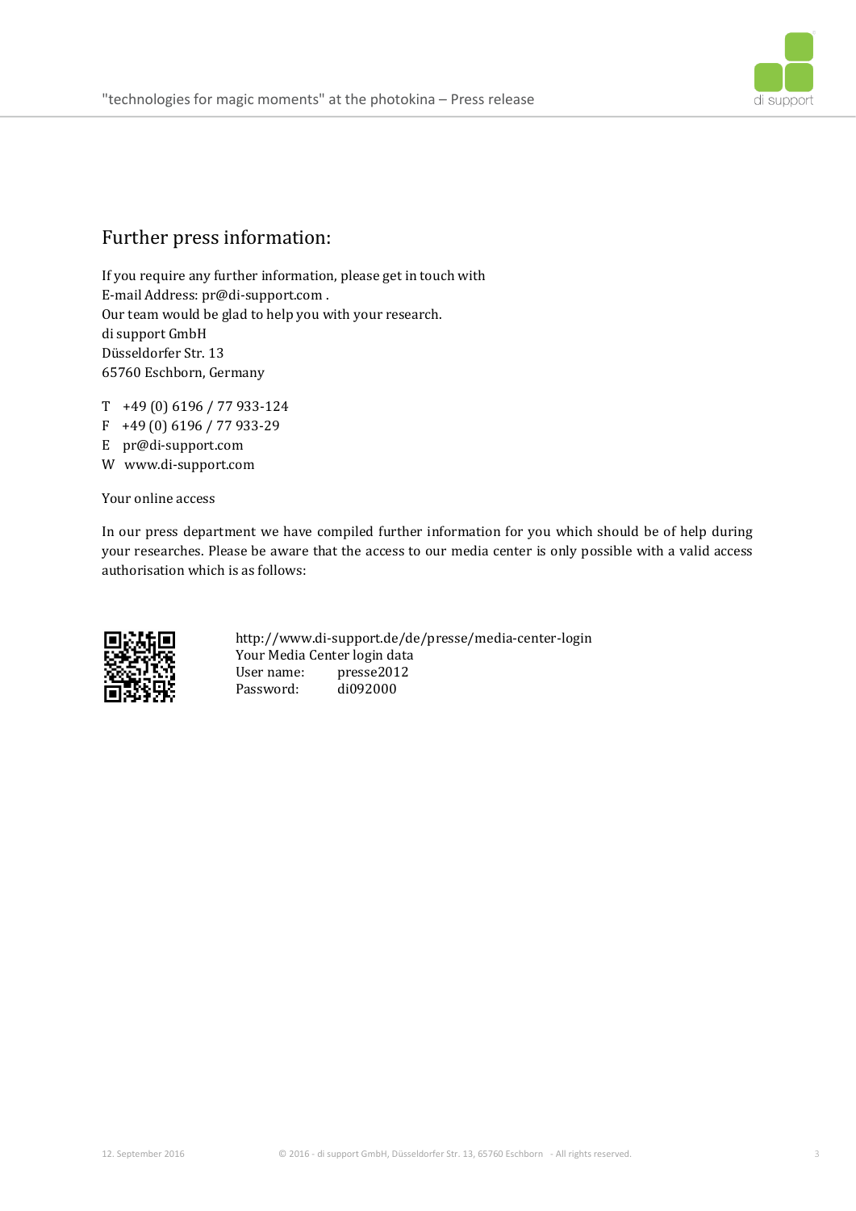## Further press information:

If you require any further information, please get in touch with
E-mail Address: pr@di-support.com .
Our team would be glad to help you with your research.
di support GmbH
Düsseldorfer Str. 13
65760 Eschborn, Germany

T +49 (0) 6196 / 77 933-124
F +49 (0) 6196 / 77 933-29
E pr@di-support.com
W www.di-support.com

Your online access

In our press department we have compiled further information for you which should be of help during your researches. Please be aware that the access to our media center is only possible with a valid access authorisation which is as follows:

http://www.di-support.de/de/presse/media-center-login
Your Media Center login data
User name: presse2012
Password: di092000